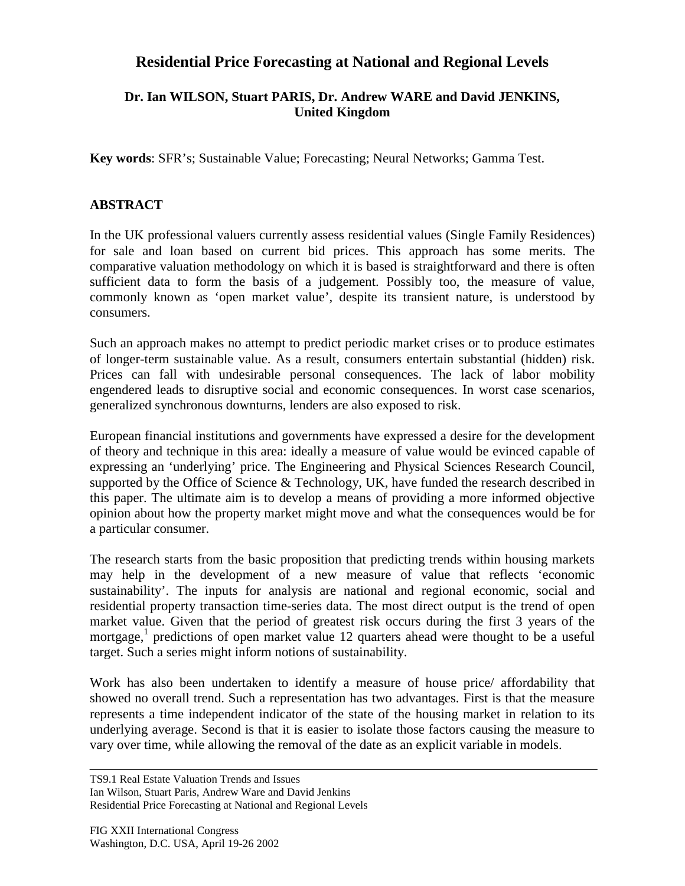# Residential Price Forecasting at National and Regional Levels

**Dr. Ian WILSON, Stuart PARIS, Dr. Andrew WARE and David JENKINS, United Kingdom**

**Key words**: SFR's; Sustainable Value; Forecasting; Neural Networks; Gamma Test.

## ABSTRACT

In the UK professional valuers currently assess residential values (Single Family Residences) for sale and loan based on current bid prices. This approach has some merits. The comparative valuation methodology on which it is based is straightforward and there is often sufficient data to form the basis of a judgement. Possibly too, the measure of value, commonly known as 'open market value', despite its transient nature, is understood by consumers.

Such an approach makes no attempt to predict periodic market crises or to produce estimates of longer-term sustainable value. As a result, consumers entertain substantial (hidden) risk. Prices can fall with undesirable personal consequences. The lack of labor mobility engendered leads to disruptive social and economic consequences. In worst case scenarios, generalized synchronous downturns, lenders are also exposed to risk.

European financial institutions and governments have expressed a desire for the development of theory and technique in this area: ideally a measure of value would be evinced capable of expressing an 'underlying' price. The Engineering and Physical Sciences Research Council, supported by the Office of Science & Technology, UK, have funded the research described in this paper. The ultimate aim is to develop a means of providing a more informed objective opinion about how the property market might move and what the consequences would be for a particular consumer.

The research starts from the basic proposition that predicting trends within housing markets may help in the development of a new measure of value that reflects 'economic sustainability'. The inputs for analysis are national and regional economic, social and residential property transaction time-series data. The most direct output is the trend of open market value. Given that the period of greatest risk occurs during the first 3 years of the mortgage,[1] predictions of open market value 12 quarters ahead were thought to be a useful target. Such a series might inform notions of sustainability.

Work has also been undertaken to identify a measure of house price/ affordability that showed no overall trend. Such a representation has two advantages. First is that the measure represents a time independent indicator of the state of the housing market in relation to its underlying average. Second is that it is easier to isolate those factors causing the measure to vary over time, while allowing the removal of the date as an explicit variable in models.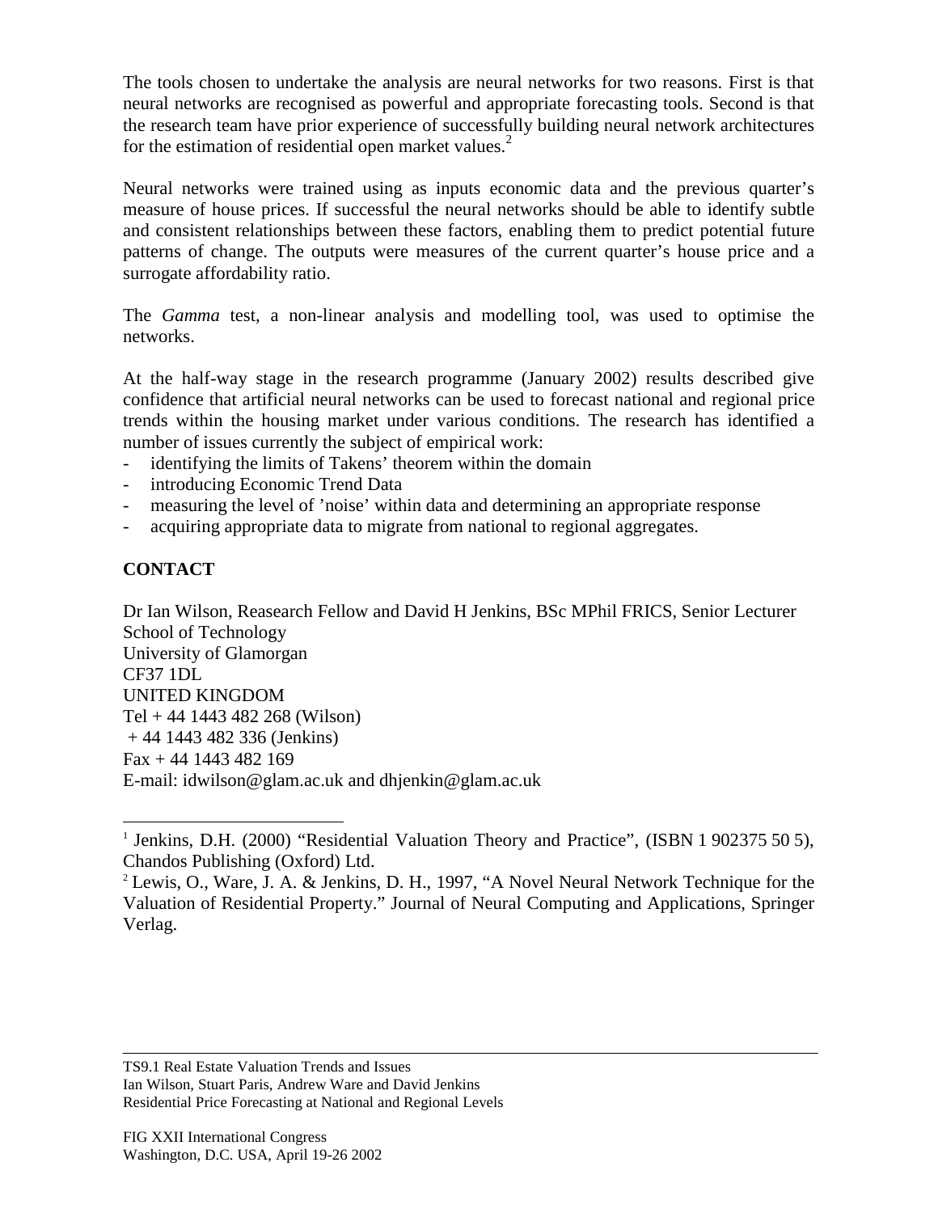The tools chosen to undertake the analysis are neural networks for two reasons. First is that neural networks are recognised as powerful and appropriate forecasting tools. Second is that the research team have prior experience of successfully building neural network architectures for the estimation of residential open market values.[2]

Neural networks were trained using as inputs economic data and the previous quarter's measure of house prices. If successful the neural networks should be able to identify subtle and consistent relationships between these factors, enabling them to predict potential future patterns of change. The outputs were measures of the current quarter's house price and a surrogate affordability ratio.

The *Gamma* test, a non-linear analysis and modelling tool, was used to optimise the networks.

At the half-way stage in the research programme (January 2002) results described give confidence that artificial neural networks can be used to forecast national and regional price trends within the housing market under various conditions. The research has identified a number of issues currently the subject of empirical work:

- identifying the limits of Takens' theorem within the domain
- introducing Economic Trend Data
- measuring the level of 'noise' within data and determining an appropriate response
- acquiring appropriate data to migrate from national to regional aggregates.

## CONTACT

Dr Ian Wilson, Reasearch Fellow and David H Jenkins, BSc MPhil FRICS, Senior Lecturer
School of Technology
University of Glamorgan
CF37 1DL
UNITED KINGDOM
Tel + 44 1443 482 268 (Wilson)
 + 44 1443 482 336 (Jenkins)
Fax + 44 1443 482 169
E-mail: idwilson@glam.ac.uk and dhjenkin@glam.ac.uk

---

[1] Jenkins, D.H. (2000) "Residential Valuation Theory and Practice", (ISBN 1 902375 50 5), Chandos Publishing (Oxford) Ltd.

[2] Lewis, O., Ware, J. A. & Jenkins, D. H., 1997, "A Novel Neural Network Technique for the Valuation of Residential Property." Journal of Neural Computing and Applications, Springer Verlag.